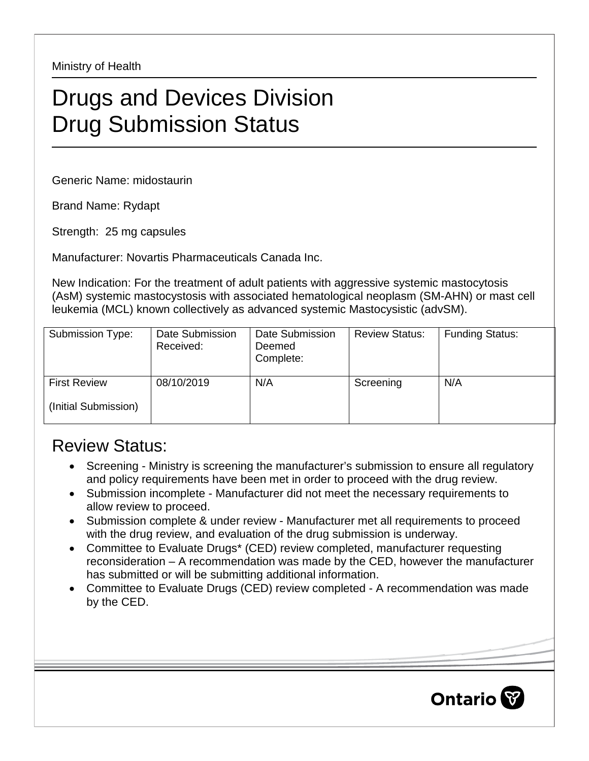Ministry of Health

# Drugs and Devices Division
# Drug Submission Status

Generic Name: midostaurin

Brand Name: Rydapt

Strength: 25 mg capsules

Manufacturer: Novartis Pharmaceuticals Canada Inc.

New Indication: For the treatment of adult patients with aggressive systemic mastocytosis (AsM) systemic mastocystosis with associated hematological neoplasm (SM-AHN) or mast cell leukemia (MCL) known collectively as advanced systemic Mastocysistic (advSM).

| Submission Type: | Date Submission Received: | Date Submission Deemed Complete: | Review Status: | Funding Status: |
|---|---|---|---|---|
| First Review (Initial Submission) | 08/10/2019 | N/A | Screening | N/A |

## Review Status:

- Screening - Ministry is screening the manufacturer's submission to ensure all regulatory and policy requirements have been met in order to proceed with the drug review.
- Submission incomplete - Manufacturer did not meet the necessary requirements to allow review to proceed.
- Submission complete & under review - Manufacturer met all requirements to proceed with the drug review, and evaluation of the drug submission is underway.
- Committee to Evaluate Drugs* (CED) review completed, manufacturer requesting reconsideration – A recommendation was made by the CED, however the manufacturer has submitted or will be submitting additional information.
- Committee to Evaluate Drugs (CED) review completed - A recommendation was made by the CED.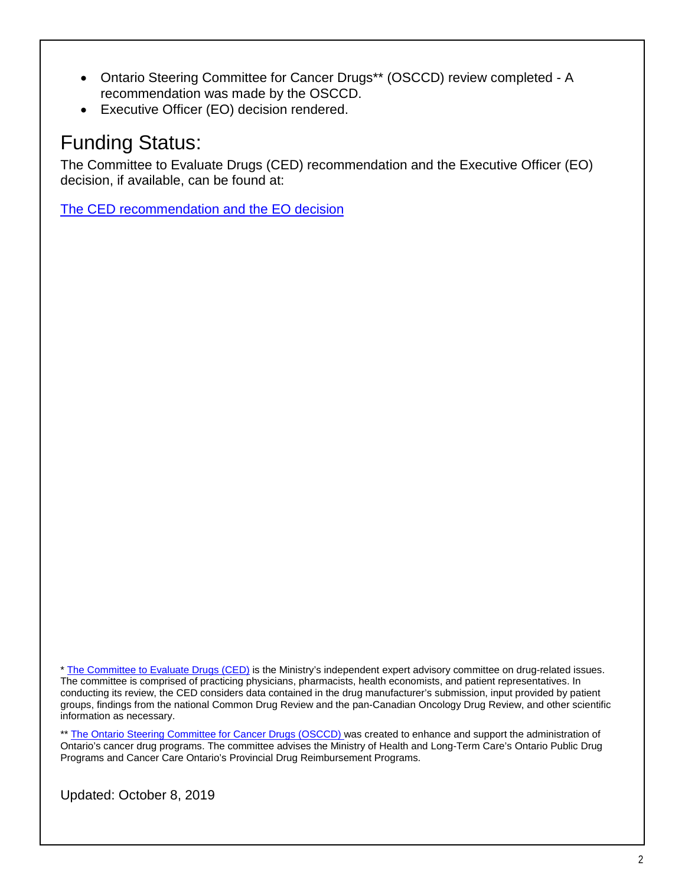- Ontario Steering Committee for Cancer Drugs** (OSCCD) review completed - A recommendation was made by the OSCCD.
- Executive Officer (EO) decision rendered.

## Funding Status:

The Committee to Evaluate Drugs (CED) recommendation and the Executive Officer (EO) decision, if available, can be found at:

The CED recommendation and the EO decision

* The Committee to Evaluate Drugs (CED) is the Ministry's independent expert advisory committee on drug-related issues. The committee is comprised of practicing physicians, pharmacists, health economists, and patient representatives. In conducting its review, the CED considers data contained in the drug manufacturer's submission, input provided by patient groups, findings from the national Common Drug Review and the pan-Canadian Oncology Drug Review, and other scientific information as necessary.

** The Ontario Steering Committee for Cancer Drugs (OSCCD) was created to enhance and support the administration of Ontario's cancer drug programs. The committee advises the Ministry of Health and Long-Term Care's Ontario Public Drug Programs and Cancer Care Ontario's Provincial Drug Reimbursement Programs.

Updated: October 8, 2019